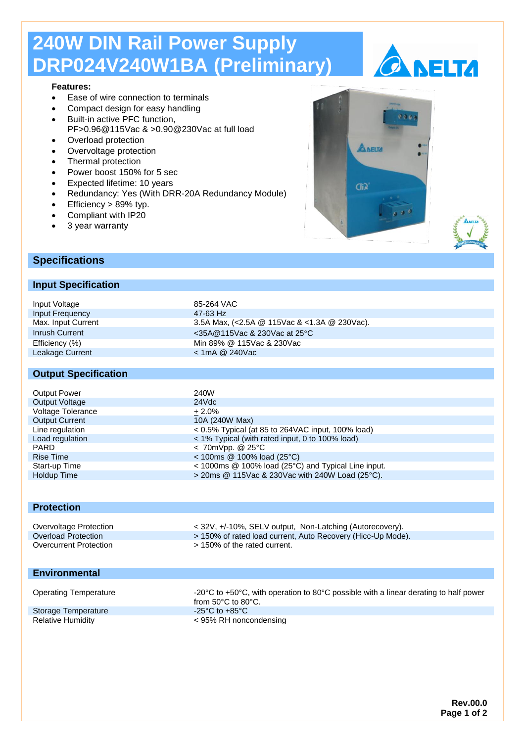# 240W DIN Rail Power Supply DRP024V240W1BA (Preliminary)

**Features:**

- Ease of wire connection to terminals
- Compact design for easy handling
- Built-in active PFC function, PF>0.96@115Vac & >0.90@230Vac at full load
- Overload protection
- Overvoltage protection
- Thermal protection
- Power boost 150% for 5 sec
- Expected lifetime: 10 years
- Redundancy: Yes (With DRR-20A Redundancy Module)
- Efficiency > 89% typ.
- Compliant with IP20
- 3 year warranty

## Specifications

### Input Specification

| | |
|---|---|
| Input Voltage | 85-264 VAC |
| Input Frequency | 47-63 Hz |
| Max. Input Current | 3.5A Max, (<2.5A @ 115Vac & <1.3A @ 230Vac). |
| Inrush Current | <35A@115Vac & 230Vac at 25°C |
| Efficiency (%) | Min 89% @ 115Vac & 230Vac |
| Leakage Current | < 1mA @ 240Vac |

### Output Specification

| | |
|---|---|
| Output Power | 240W |
| Output Voltage | 24Vdc |
| Voltage Tolerance | ± 2.0% |
| Output Current | 10A (240W Max) |
| Line regulation | < 0.5% Typical (at 85 to 264VAC input, 100% load) |
| Load regulation | < 1% Typical (with rated input, 0 to 100% load) |
| PARD | < 70mVpp. @ 25°C |
| Rise Time | < 100ms @ 100% load (25°C) |
| Start-up Time | < 1000ms @ 100% load (25°C) and Typical Line input. |
| Holdup Time | > 20ms @ 115Vac & 230Vac with 240W Load (25°C). |

### Protection

| | |
|---|---|
| Overvoltage Protection | < 32V, +/-10%, SELV output, Non-Latching (Autorecovery). |
| Overload Protection | > 150% of rated load current, Auto Recovery (Hicc-Up Mode). |
| Overcurrent Protection | > 150% of the rated current. |

### Environmental

| | |
|---|---|
| Operating Temperature | -20°C to +50°C, with operation to 80°C possible with a linear derating to half power from 50°C to 80°C. |
| Storage Temperature | -25°C to +85°C |
| Relative Humidity | < 95% RH noncondensing |

**Rev.00.0**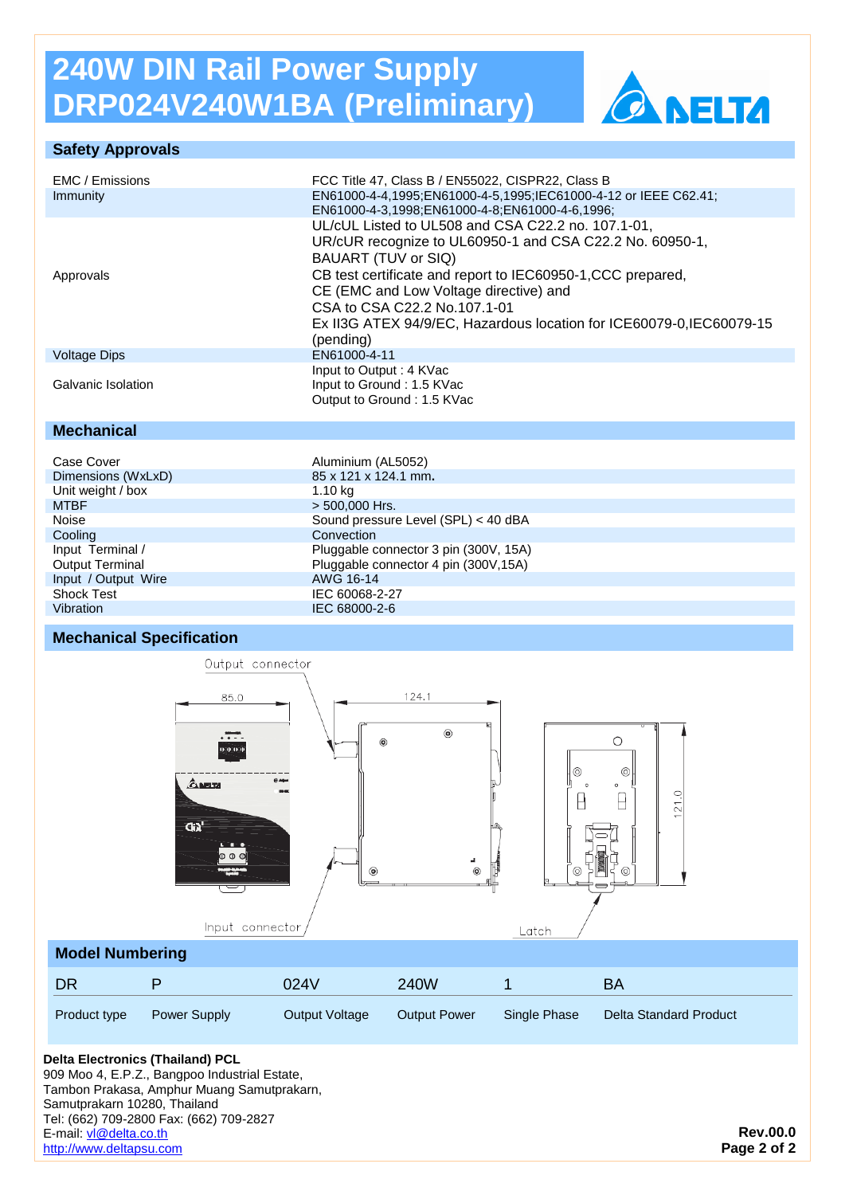# 240W DIN Rail Power Supply DRP024V240W1BA (Preliminary)

## Safety Approvals

| | |
|---|---|
| EMC / Emissions | FCC Title 47, Class B / EN55022, CISPR22, Class B |
| Immunity | EN61000-4-4,1995;EN61000-4-5,1995;IEC61000-4-12 or IEEE C62.41; EN61000-4-3,1998;EN61000-4-8;EN61000-4-6,1996; |
| Approvals | UL/cUL Listed to UL508 and CSA C22.2 no. 107.1-01, UR/cUR recognize to UL60950-1 and CSA C22.2 No. 60950-1, BAUART (TUV or SIQ) CB test certificate and report to IEC60950-1,CCC prepared, CE (EMC and Low Voltage directive) and CSA to CSA C22.2 No.107.1-01 Ex II3G ATEX 94/9/EC, Hazardous location for ICE60079-0,IEC60079-15 (pending) |
| Voltage Dips | EN61000-4-11 |
| Galvanic Isolation | Input to Output : 4 KVac<br>Input to Ground : 1.5 KVac<br>Output to Ground : 1.5 KVac |

## Mechanical

| | |
|---|---|
| Case Cover | Aluminium (AL5052) |
| Dimensions (WxLxD) | 85 x 121 x 124.1 mm. |
| Unit weight / box | 1.10 kg |
| MTBF | > 500,000 Hrs. |
| Noise | Sound pressure Level (SPL) < 40 dBA |
| Cooling | Convection |
| Input Terminal / | Pluggable connector 3 pin (300V, 15A) |
| Output Terminal | Pluggable connector 4 pin (300V,15A) |
| Input / Output Wire | AWG 16-14 |
| Shock Test | IEC 60068-2-27 |
| Vibration | IEC 68000-2-6 |

## Mechanical Specification

Output connector

85.0

124.1

121.0

Input connector

Latch

## Model Numbering

| DR | P | 024V | 240W | 1 | BA |
|---|---|---|---|---|---|
| Product type | Power Supply | Output Voltage | Output Power | Single Phase | Delta Standard Product |

**Delta Electronics (Thailand) PCL**
909 Moo 4, E.P.Z., Bangpoo Industrial Estate,
Tambon Prakasa, Amphur Muang Samutprakarn,
Samutprakarn 10280, Thailand
Tel: (662) 709-2800 Fax: (662) 709-2827
E-mail: vl@delta.co.th
http://www.deltapsu.com

**Rev.00.0**